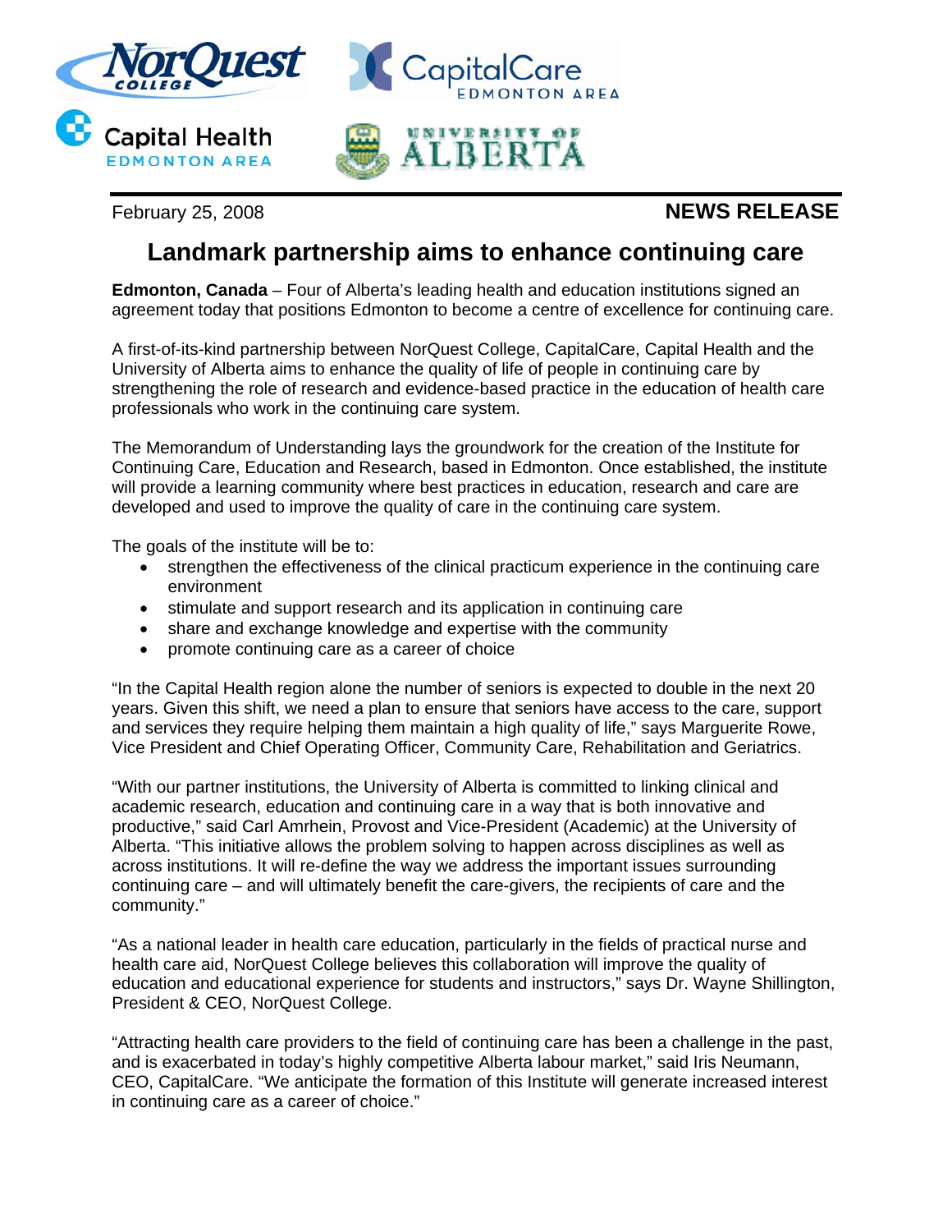NorQuest College | CapitalCare Edmonton Area | Capital Health Edmonton Area | University of Alberta

February 25, 2008 **NEWS RELEASE**

# Landmark partnership aims to enhance continuing care

**Edmonton, Canada** – Four of Alberta's leading health and education institutions signed an agreement today that positions Edmonton to become a centre of excellence for continuing care.

A first-of-its-kind partnership between NorQuest College, CapitalCare, Capital Health and the University of Alberta aims to enhance the quality of life of people in continuing care by strengthening the role of research and evidence-based practice in the education of health care professionals who work in the continuing care system.

The Memorandum of Understanding lays the groundwork for the creation of the Institute for Continuing Care, Education and Research, based in Edmonton. Once established, the institute will provide a learning community where best practices in education, research and care are developed and used to improve the quality of care in the continuing care system.

The goals of the institute will be to:

- strengthen the effectiveness of the clinical practicum experience in the continuing care environment
- stimulate and support research and its application in continuing care
- share and exchange knowledge and expertise with the community
- promote continuing care as a career of choice

"In the Capital Health region alone the number of seniors is expected to double in the next 20 years. Given this shift, we need a plan to ensure that seniors have access to the care, support and services they require helping them maintain a high quality of life," says Marguerite Rowe, Vice President and Chief Operating Officer, Community Care, Rehabilitation and Geriatrics.

"With our partner institutions, the University of Alberta is committed to linking clinical and academic research, education and continuing care in a way that is both innovative and productive," said Carl Amrhein, Provost and Vice-President (Academic) at the University of Alberta. "This initiative allows the problem solving to happen across disciplines as well as across institutions. It will re-define the way we address the important issues surrounding continuing care – and will ultimately benefit the care-givers, the recipients of care and the community."

"As a national leader in health care education, particularly in the fields of practical nurse and health care aid, NorQuest College believes this collaboration will improve the quality of education and educational experience for students and instructors," says Dr. Wayne Shillington, President & CEO, NorQuest College.

"Attracting health care providers to the field of continuing care has been a challenge in the past, and is exacerbated in today's highly competitive Alberta labour market," said Iris Neumann, CEO, CapitalCare. "We anticipate the formation of this Institute will generate increased interest in continuing care as a career of choice."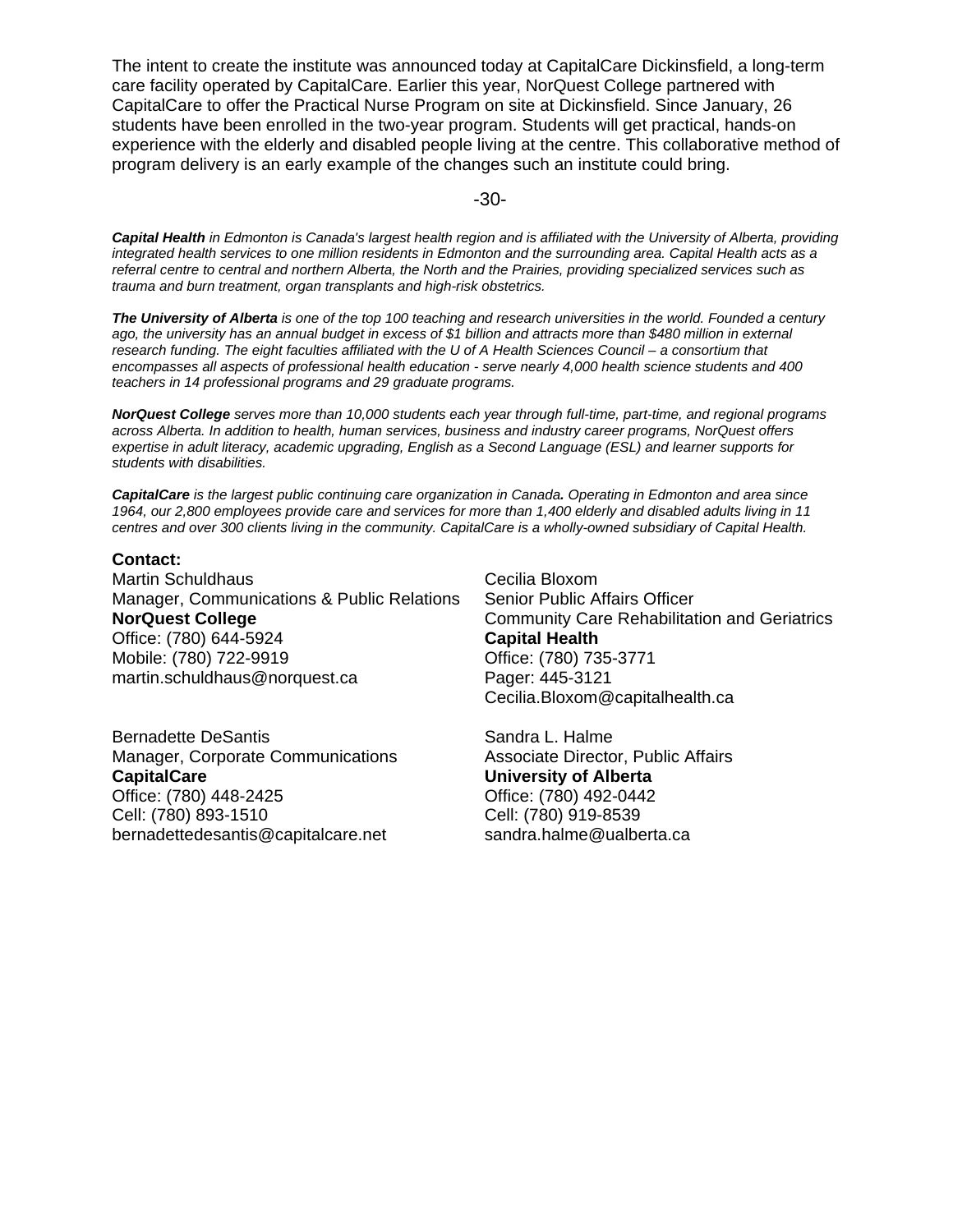The intent to create the institute was announced today at CapitalCare Dickinsfield, a long-term care facility operated by CapitalCare. Earlier this year, NorQuest College partnered with CapitalCare to offer the Practical Nurse Program on site at Dickinsfield. Since January, 26 students have been enrolled in the two-year program. Students will get practical, hands-on experience with the elderly and disabled people living at the centre. This collaborative method of program delivery is an early example of the changes such an institute could bring.

-30-

***Capital Health*** *in Edmonton is Canada's largest health region and is affiliated with the University of Alberta, providing integrated health services to one million residents in Edmonton and the surrounding area. Capital Health acts as a referral centre to central and northern Alberta, the North and the Prairies, providing specialized services such as trauma and burn treatment, organ transplants and high-risk obstetrics.*

***The University of Alberta*** *is one of the top 100 teaching and research universities in the world. Founded a century ago, the university has an annual budget in excess of $1 billion and attracts more than $480 million in external research funding. The eight faculties affiliated with the U of A Health Sciences Council – a consortium that encompasses all aspects of professional health education - serve nearly 4,000 health science students and 400 teachers in 14 professional programs and 29 graduate programs.*

***NorQuest College*** *serves more than 10,000 students each year through full-time, part-time, and regional programs across Alberta. In addition to health, human services, business and industry career programs, NorQuest offers expertise in adult literacy, academic upgrading, English as a Second Language (ESL) and learner supports for students with disabilities.*

***CapitalCare*** *is the largest public continuing care organization in Canada. Operating in Edmonton and area since 1964, our 2,800 employees provide care and services for more than 1,400 elderly and disabled adults living in 11 centres and over 300 clients living in the community. CapitalCare is a wholly-owned subsidiary of Capital Health.*

**Contact:**

Martin Schuldhaus
Manager, Communications & Public Relations
**NorQuest College**
Office: (780) 644-5924
Mobile: (780) 722-9919
martin.schuldhaus@norquest.ca

Cecilia Bloxom
Senior Public Affairs Officer
Community Care Rehabilitation and Geriatrics
**Capital Health**
Office: (780) 735-3771
Pager: 445-3121
Cecilia.Bloxom@capitalhealth.ca

Bernadette DeSantis
Manager, Corporate Communications
**CapitalCare**
Office: (780) 448-2425
Cell: (780) 893-1510
bernadettedesantis@capitalcare.net

Sandra L. Halme
Associate Director, Public Affairs
**University of Alberta**
Office: (780) 492-0442
Cell: (780) 919-8539
sandra.halme@ualberta.ca